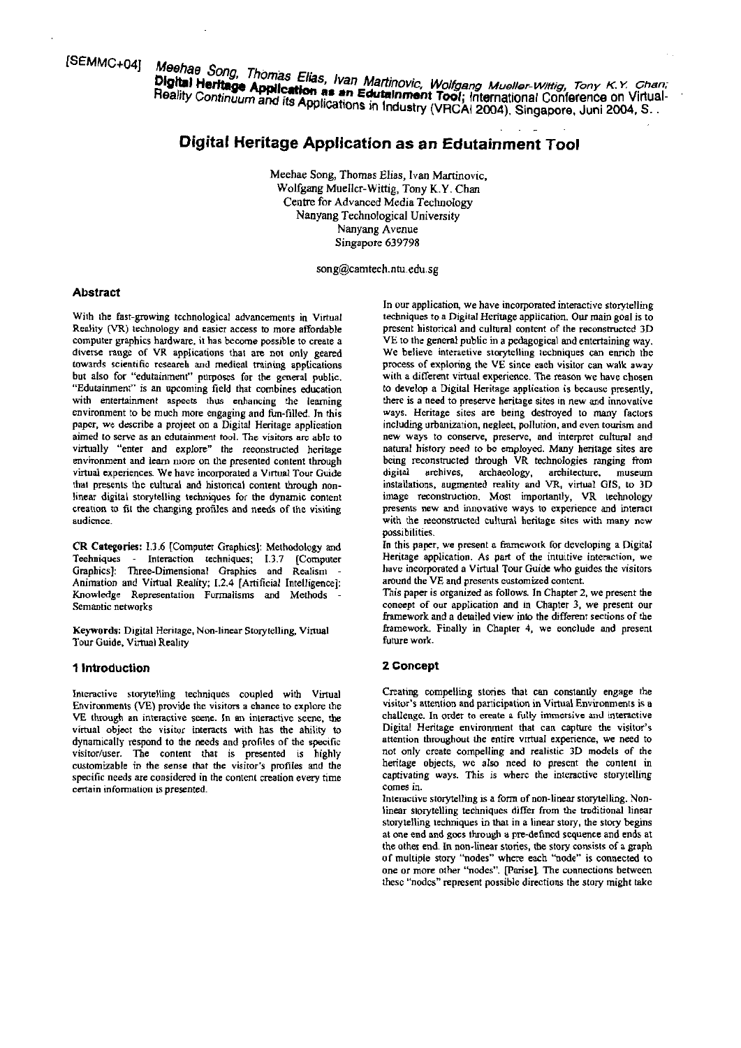[SEMMC+04] *Meehae Song, Thomas Elias, Ivan Martinovic, Wolfgang Mueller-Wittig, Tony K.Y. Chan;* **Digital Heritage Application as an Edutainment Tool**; International Conference on Virtual-Reality Continuum and its Applications in Industry (VRCAI 2004), Singapore, Juni 2004, S. .

# Digital Heritage Application as an Edutainment Tool

Meehae Song, Thomas Elias, Ivan Martinovic,
Wolfgang Mueller-Wittig, Tony K.Y. Chan
Centre for Advanced Media Technology
Nanyang Technological University
Nanyang Avenue
Singapore 639798

song@camtech.ntu.edu.sg

## Abstract

With the fast-growing technological advancements in Virtual Reality (VR) technology and easier access to more affordable computer graphics hardware, it has become possible to create a diverse range of VR applications that are not only geared towards scientific research and medical training applications but also for "edutainment" purposes for the general public. "Edutainment" is an upcoming field that combines education with entertainment aspects thus enhancing the learning environment to be much more engaging and fun-filled. In this paper, we describe a project on a Digital Heritage application aimed to serve as an edutainment tool. The visitors are able to virtually "enter and explore" the reconstructed heritage environment and learn more on the presented content through virtual experiences. We have incorporated a Virtual Tour Guide that presents the cultural and historical content through non-linear digital storytelling techniques for the dynamic content creation to fit the changing profiles and needs of the visiting audience.

**CR Categories:** I.3.6 [Computer Graphics]: Methodology and Techniques - Interaction techniques; I.3.7 [Computer Graphics]: Three-Dimensional Graphics and Realism - Animation and Virtual Reality; I.2.4 [Artificial Intelligence]: Knowledge Representation Formalisms and Methods - Semantic networks

**Keywords:** Digital Heritage, Non-linear Storytelling, Virtual Tour Guide, Virtual Reality

## 1 Introduction

Interactive storytelling techniques coupled with Virtual Environments (VE) provide the visitors a chance to explore the VE through an interactive scene. In an interactive scene, the virtual object the visitor interacts with has the ability to dynamically respond to the needs and profiles of the specific visitor/user. The content that is presented is highly customizable in the sense that the visitor's profiles and the specific needs are considered in the content creation every time certain information is presented.

In our application, we have incorporated interactive storytelling techniques to a Digital Heritage application. Our main goal is to present historical and cultural content of the reconstructed 3D VE to the general public in a pedagogical and entertaining way. We believe interactive storytelling techniques can enrich the process of exploring the VE since each visitor can walk away with a different virtual experience. The reason we have chosen to develop a Digital Heritage application is because presently, there is a need to preserve heritage sites in new and innovative ways. Heritage sites are being destroyed to many factors including urbanization, neglect, pollution, and even tourism and new ways to conserve, preserve, and interpret cultural and natural history need to be employed. Many heritage sites are being reconstructed through VR technologies ranging from digital archives, archaeology, architecture, museum installations, augmented reality and VR, virtual GIS, to 3D image reconstruction. Most importantly, VR technology presents new and innovative ways to experience and interact with the reconstructed cultural heritage sites with many new possibilities.

In this paper, we present a framework for developing a Digital Heritage application. As part of the intuitive interaction, we have incorporated a Virtual Tour Guide who guides the visitors around the VE and presents customized content.

This paper is organized as follows. In Chapter 2, we present the concept of our application and in Chapter 3, we present our framework and a detailed view into the different sections of the framework. Finally in Chapter 4, we conclude and present future work.

## 2 Concept

Creating compelling stories that can constantly engage the visitor's attention and participation in Virtual Environments is a challenge. In order to create a fully immersive and interactive Digital Heritage environment that can capture the visitor's attention throughout the entire virtual experience, we need to not only create compelling and realistic 3D models of the heritage objects, we also need to present the content in captivating ways. This is where the interactive storytelling comes in.

Interactive storytelling is a form of non-linear storytelling. Non-linear storytelling techniques differ from the traditional linear storytelling techniques in that in a linear story, the story begins at one end and goes through a pre-defined sequence and ends at the other end. In non-linear stories, the story consists of a graph of multiple story "nodes" where each "node" is connected to one or more other "nodes". [Parise]. The connections between these "nodes" represent possible directions the story might take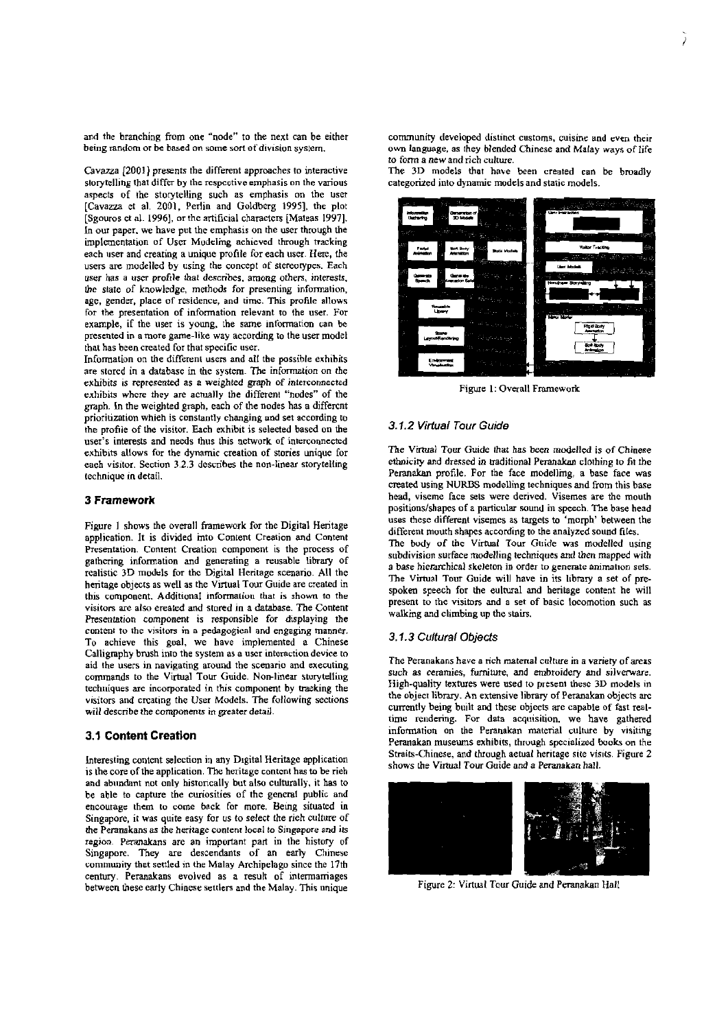and the branching from one "node" to the next can be either being random or be based on some sort of division system.

Cavazza [2001] presents the different approaches to interactive storytelling that differ by the respective emphasis on the various aspects of the storytelling such as emphasis on the user [Cavazza et al. 2001, Perlin and Goldberg 1995], the plot [Sgouros et al. 1996], or the artificial characters [Mateas 1997]. In our paper, we have put the emphasis on the user through the implementation of User Modeling achieved through tracking each user and creating a unique profile for each user. Here, the users are modelled by using the concept of stereotypes. Each user has a user profile that describes, among others, interests, the state of knowledge, methods for presenting information, age, gender, place of residence, and time. This profile allows for the presentation of information relevant to the user. For example, if the user is young, the same information can be presented in a more game-like way according to the user model that has been created for that specific user.

Information on the different users and all the possible exhibits are stored in a database in the system. The information on the exhibits is represented as a weighted graph of interconnected exhibits where they are actually the different "nodes" of the graph. In the weighted graph, each of the nodes has a different prioritization which is constantly changing and set according to the profile of the visitor. Each exhibit is selected based on the user's interests and needs thus this network of interconnected exhibits allows for the dynamic creation of stories unique for each visitor. Section 3.2.3 describes the non-linear storytelling technique in detail.

## 3 Framework

Figure 1 shows the overall framework for the Digital Heritage application. It is divided into Content Creation and Content Presentation. Content Creation component is the process of gathering information and generating a reusable library of realistic 3D models for the Digital Heritage scenario. All the heritage objects as well as the Virtual Tour Guide are created in this component. Additional information that is shown to the visitors are also created and stored in a database. The Content Presentation component is responsible for displaying the content to the visitors in a pedagogical and engaging manner. To achieve this goal, we have implemented a Chinese Calligraphy brush into the system as a user interaction device to aid the users in navigating around the scenario and executing commands to the Virtual Tour Guide. Non-linear storytelling techniques are incorporated in this component by tracking the visitors and creating the User Models. The following sections will describe the components in greater detail.

### 3.1 Content Creation

Interesting content selection in any Digital Heritage application is the core of the application. The heritage content has to be rich and abundant not only historically but also culturally, it has to be able to capture the curiosities of the general public and encourage them to come back for more. Being situated in Singapore, it was quite easy for us to select the rich culture of the Peranakans as the heritage content local to Singapore and its region. Peranakans are an important part in the history of Singapore. They are descendants of an early Chinese community that settled in the Malay Archipelago since the 17th century. Peranakans evolved as a result of intermarriages between these early Chinese settlers and the Malay. This unique community developed distinct customs, cuisine and even their own language, as they blended Chinese and Malay ways of life to form a new and rich culture.

The 3D models that have been created can be broadly categorized into dynamic models and static models.

Figure 1: Overall Framework

#### 3.1.2 Virtual Tour Guide

The Virtual Tour Guide that has been modelled is of Chinese ethnicity and dressed in traditional Peranakan clothing to fit the Peranakan profile. For the face modelling, a base face was created using NURBS modelling techniques and from this base head, viseme face sets were derived. Visemes are the mouth positions/shapes of a particular sound in speech. The base head uses these different visemes as targets to 'morph' between the different mouth shapes according to the analyzed sound files.

The body of the Virtual Tour Guide was modelled using subdivision surface modelling techniques and then mapped with a base hierarchical skeleton in order to generate animation sets. The Virtual Tour Guide will have in its library a set of pre-spoken speech for the cultural and heritage content he will present to the visitors and a set of basic locomotion such as walking and climbing up the stairs.

#### 3.1.3 Cultural Objects

The Peranakans have a rich material culture in a variety of areas such as ceramics, furniture, and embroidery and silverware. High-quality textures were used to present these 3D models in the object library. An extensive library of Peranakan objects are currently being built and these objects are capable of fast real-time rendering. For data acquisition, we have gathered information on the Peranakan material culture by visiting Peranakan museums exhibits, through specialized books on the Straits-Chinese, and through actual heritage site visits. Figure 2 shows the Virtual Tour Guide and a Peranakan hall.

Figure 2: Virtual Tour Guide and Peranakan Hall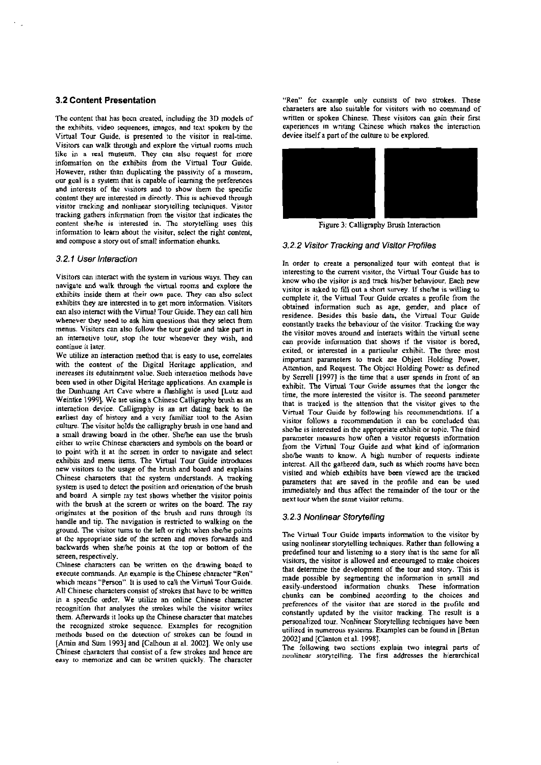## 3.2 Content Presentation

The content that has been created, including the 3D models of the exhibits, video sequences, images, and text spoken by the Virtual Tour Guide, is presented to the visitor in real-time. Visitors can walk through and explore the virtual rooms much like in a real museum. They can also request for more information on the exhibits from the Virtual Tour Guide. However, rather than duplicating the passivity of a museum, our goal is a system that is capable of learning the preferences and interests of the visitors and to show them the specific content they are interested in directly. This is achieved through visitor tracking and nonlinear storytelling techniques. Visitor tracking gathers information from the visitor that indicates the content she/he is interested in. The storytelling uses this information to learn about the visitor, select the right content, and compose a story out of small information chunks.

### 3.2.1 User Interaction

Visitors can interact with the system in various ways. They can navigate and walk through the virtual rooms and explore the exhibits inside them at their own pace. They can also select exhibits they are interested in to get more information. Visitors can also interact with the Virtual Tour Guide. They can call him whenever they need to ask him questions that they select from menus. Visitors can also follow the tour guide and take part in an interactive tour, stop the tour whenever they wish, and continue it later.

We utilize an interaction method that is easy to use, correlates with the content of the Digital Heritage application, and increases its edutainment value. Such interaction methods have been used in other Digital Heritage applications. An example is the Dunhuang Art Cave where a flashlight is used [Lutz and Weintke 1999]. We are using a Chinese Calligraphy brush as an interaction device. Calligraphy is an art dating back to the earliest day of history and a very familiar tool to the Asian culture. The visitor holds the calligraphy brush in one hand and a small drawing board in the other. She/he can use the brush either to write Chinese characters and symbols on the board or to point with it at the screen in order to navigate and select exhibits and menu items. The Virtual Tour Guide introduces new visitors to the usage of the brush and board and explains Chinese characters that the system understands. A tracking system is used to detect the position and orientation of the brush and board. A simple ray test shows whether the visitor points with the brush at the screen or writes on the board. The ray originates at the position of the brush and runs through its handle and tip. The navigation is restricted to walking on the ground. The visitor turns to the left or right when she/he points at the appropriate side of the screen and moves forwards and backwards when she/he points at the top or bottom of the screen, respectively.

Chinese characters can be written on the drawing board to execute commands. An example is the Chinese character "Ren" which means "Person". It is used to call the Virtual Tour Guide. All Chinese characters consist of strokes that have to be written in a specific order. We utilize an online Chinese character recognition that analyses the strokes while the visitor writes them. Afterwards it looks up the Chinese character that matches the recognized stroke sequence. Examples for recognition methods based on the detection of strokes can be found in [Amin and Sum 1993] and [Calhoun at al. 2002]. We only use Chinese characters that consist of a few strokes and hence are easy to memorize and can be written quickly. The character "Ren" for example only consists of two strokes. These characters are also suitable for visitors with no command of written or spoken Chinese. These visitors can gain their first experiences in writing Chinese which makes the interaction device itself a part of the culture to be explored.

Figure 3: Calligraphy Brush Interaction

### 3.2.2 Visitor Tracking and Visitor Profiles

In order to create a personalized tour with content that is interesting to the current visitor, the Virtual Tour Guide has to know who the visitor is and track his/her behaviour. Each new visitor is asked to fill out a short survey. If she/he is willing to complete it, the Virtual Tour Guide creates a profile from the obtained information such as age, gender, and place of residence. Besides this basic data, the Virtual Tour Guide constantly tracks the behaviour of the visitor. Tracking the way the visitor moves around and interacts within the virtual scene can provide information that shows if the visitor is bored, exited, or interested in a particular exhibit. The three most important parameters to track are Object Holding Power, Attention, and Request. The Object Holding Power as defined by Serrell [1997] is the time that a user spends in front of an exhibit. The Virtual Tour Guide assumes that the longer the time, the more interested the visitor is. The second parameter that is tracked is the attention that the visitor gives to the Virtual Tour Guide by following his recommendations. If a visitor follows a recommendation it can be concluded that she/he is interested in the appropriate exhibit or topic. The third parameter measures how often a visitor requests information from the Virtual Tour Guide and what kind of information she/he wants to know. A high number of requests indicate interest. All the gathered data, such as which rooms have been visited and which exhibits have been viewed are the tracked parameters that are saved in the profile and can be used immediately and thus affect the remainder of the tour or the next tour when the same visitor returns.

### 3.2.3 Nonlinear Storytelling

The Virtual Tour Guide imparts information to the visitor by using nonlinear storytelling techniques. Rather than following a predefined tour and listening to a story that is the same for all visitors, the visitor is allowed and encouraged to make choices that determine the development of the tour and story. This is made possible by segmenting the information in small and easily-understood information chunks. These information chunks can be combined according to the choices and preferences of the visitor that are stored in the profile and constantly updated by the visitor tracking. The result is a personalized tour. Nonlinear Storytelling techniques have been utilized in numerous systems. Examples can be found in [Braun 2002] and [Clanton et al. 1998].

The following two sections explain two integral parts of nonlinear storytelling. The first addresses the hierarchical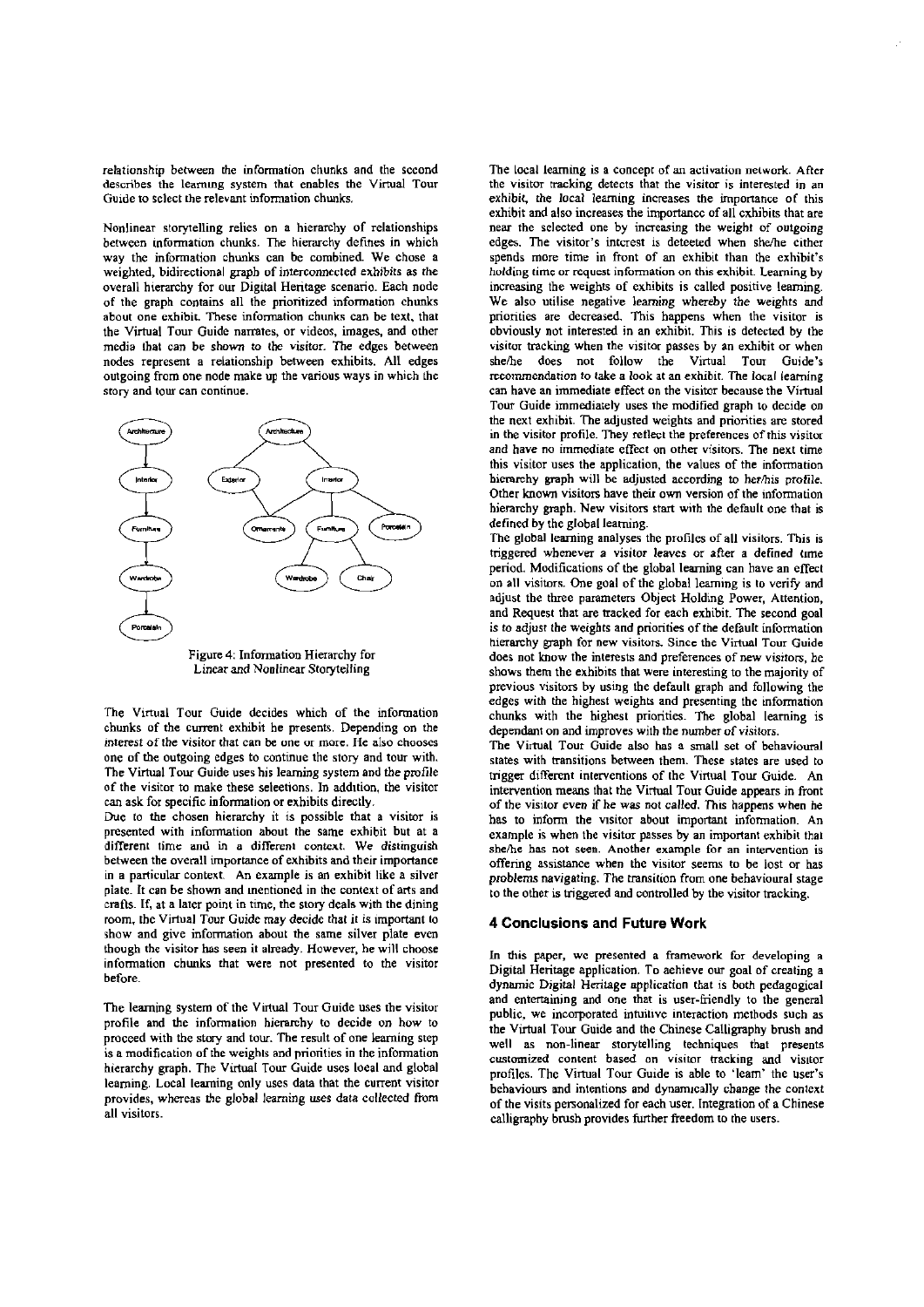relationship between the information chunks and the second describes the learning system that enables the Virtual Tour Guide to select the relevant information chunks.

Nonlinear storytelling relies on a hierarchy of relationships between information chunks. The hierarchy defines in which way the information chunks can be combined. We chose a weighted, bidirectional graph of interconnected exhibits as the overall hierarchy for our Digital Heritage scenario. Each node of the graph contains all the prioritized information chunks about one exhibit. These information chunks can be text, that the Virtual Tour Guide narrates, or videos, images, and other media that can be shown to the visitor. The edges between nodes represent a relationship between exhibits. All edges outgoing from one node make up the various ways in which the story and tour can continue.

Architecture
Interior
Furniture
Wardrobe
Porcelain

Architecture
Exterior
Interior
Ornaments
Furniture
Porcelain
Wardrobe
Chair

Figure 4: Information Hierarchy for Linear and Nonlinear Storytelling

The Virtual Tour Guide decides which of the information chunks of the current exhibit he presents. Depending on the interest of the visitor that can be one or more. He also chooses one of the outgoing edges to continue the story and tour with. The Virtual Tour Guide uses his learning system and the profile of the visitor to make these selections. In addition, the visitor can ask for specific information or exhibits directly.

Due to the chosen hierarchy it is possible that a visitor is presented with information about the same exhibit but at a different time and in a different context. We distinguish between the overall importance of exhibits and their importance in a particular context. An example is an exhibit like a silver plate. It can be shown and mentioned in the context of arts and crafts. If, at a later point in time, the story deals with the dining room, the Virtual Tour Guide may decide that it is important to show and give information about the same silver plate even though the visitor has seen it already. However, he will choose information chunks that were not presented to the visitor before.

The learning system of the Virtual Tour Guide uses the visitor profile and the information hierarchy to decide on how to proceed with the story and tour. The result of one learning step is a modification of the weights and priorities in the information hierarchy graph. The Virtual Tour Guide uses local and global learning. Local learning only uses data that the current visitor provides, whereas the global learning uses data collected from all visitors.

The local learning is a concept of an activation network. After the visitor tracking detects that the visitor is interested in an exhibit, the local learning increases the importance of this exhibit and also increases the importance of all exhibits that are near the selected one by increasing the weight of outgoing edges. The visitor's interest is detected when she/he either spends more time in front of an exhibit than the exhibit's holding time or request information on this exhibit. Learning by increasing the weights of exhibits is called positive learning. We also utilise negative learning whereby the weights and priorities are decreased. This happens when the visitor is obviously not interested in an exhibit. This is detected by the visitor tracking when the visitor passes by an exhibit or when she/he does not follow the Virtual Tour Guide's recommendation to take a look at an exhibit. The local learning can have an immediate effect on the visitor because the Virtual Tour Guide immediately uses the modified graph to decide on the next exhibit. The adjusted weights and priorities are stored in the visitor profile. They reflect the preferences of this visitor and have no immediate effect on other visitors. The next time this visitor uses the application, the values of the information hierarchy graph will be adjusted according to her/his profile. Other known visitors have their own version of the information hierarchy graph. New visitors start with the default one that is defined by the global learning.

The global learning analyses the profiles of all visitors. This is triggered whenever a visitor leaves or after a defined time period. Modifications of the global learning can have an effect on all visitors. One goal of the global learning is to verify and adjust the three parameters Object Holding Power, Attention, and Request that are tracked for each exhibit. The second goal is to adjust the weights and priorities of the default information hierarchy graph for new visitors. Since the Virtual Tour Guide does not know the interests and preferences of new visitors, he shows them the exhibits that were interesting to the majority of previous visitors by using the default graph and following the edges with the highest weights and presenting the information chunks with the highest priorities. The global learning is dependant on and improves with the number of visitors.

The Virtual Tour Guide also has a small set of behavioural states with transitions between them. These states are used to trigger different interventions of the Virtual Tour Guide. An intervention means that the Virtual Tour Guide appears in front of the visitor even if he was not called. This happens when he has to inform the visitor about important information. An example is when the visitor passes by an important exhibit that she/he has not seen. Another example for an intervention is offering assistance when the visitor seems to be lost or has problems navigating. The transition from one behavioural stage to the other is triggered and controlled by the visitor tracking.

## 4 Conclusions and Future Work

In this paper, we presented a framework for developing a Digital Heritage application. To achieve our goal of creating a dynamic Digital Heritage application that is both pedagogical and entertaining and one that is user-friendly to the general public, we incorporated intuitive interaction methods such as the Virtual Tour Guide and the Chinese Calligraphy brush and well as non-linear storytelling techniques that presents customized content based on visitor tracking and visitor profiles. The Virtual Tour Guide is able to 'learn' the user's behaviours and intentions and dynamically change the context of the visits personalized for each user. Integration of a Chinese calligraphy brush provides further freedom to the users.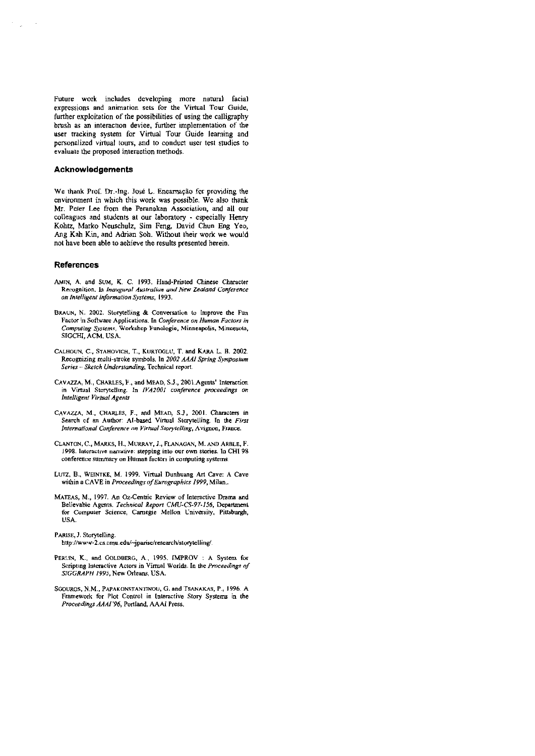Future work includes developing more natural facial expressions and animation sets for the Virtual Tour Guide, further exploitation of the possibilities of using the calligraphy brush as an interaction device, further implementation of the user tracking system for Virtual Tour Guide learning and personalized virtual tours, and to conduct user test studies to evaluate the proposed interaction methods.

## Acknowledgements

We thank Prof. Dr.-Ing. José L. Encarnação for providing the environment in which this work was possible. We also thank Mr. Peter Lee from the Peranakan Association, and all our colleagues and students at our laboratory - especially Henry Kohtz, Marko Neuschulz, Sim Feng, David Chun Eng Yeo, Ang Kah Kin, and Adrian Soh. Without their work we would not have been able to achieve the results presented herein.

## References

AMIN, A. and SUM, K. C. 1993. Hand-Printed Chinese Character Recognition. In *Inaugural Australian and New Zealand Conference on Intelligent Information Systems*, 1993.

BRAUN, N. 2002. Storytelling & Conversation to Improve the Fun Factor in Software Applications. In *Conference on Human Factors in Computing Systems*, Workshop Funologie, Minneapolis, Minnesota, SIGCHI, ACM, USA.

CALHOUN, C., STAHOVICH, T., KURTOGLU, T. and KARA L. B. 2002. Recognizing multi-stroke symbols. In *2002 AAAI Spring Symposium Series – Sketch Understanding*, Technical report.

CAVAZZA, M., CHARLES, F., and MEAD, S.J., 2001.Agents' Interaction in Virtual Storytelling. In *IVA2001 conference proceedings on Intelligent Virtual Agents*

CAVAZZA, M., CHARLES, F., and MEAD, S.J., 2001. Characters in Search of an Author: AI-based Virtual Storytelling. In the *First International Conference on Virtual Storytelling*, Avignon, France.

CLANTON, C., MARKS, H., MURRAY, J., FLANAGAN, M. AND ARBLE, F. 1998. Interactive narrative: stepping into our own stories. In CHI 98 conference summary on Human factors in computing systems.

LUTZ, B., WEINTKE, M. 1999. Virtual Dunhuang Art Cave: A Cave within a CAVE in *Proceedings of Eurographics 1999*, Milan..

MATEAS, M., 1997. An Oz-Centric Review of Interactive Drama and Believable Agents. *Technical Report CMU-CS-97-156*, Department for Computer Science, Carnegie Mellon University, Pittsburgh, USA.

PARISE, J. Storytelling.
http://www-2.cs.cmu.edu/~jparise/research/storytelling/.

PERLIN, K., and GOLDBERG, A., 1995. IMPROV : A System for Scripting Interactive Actors in Virtual Worlds. In the *Proceedings of SIGGRAPH 1995*, New Orleans, USA.

SGOUROS, N.M., PAPAKONSTANTINOU, G. and TSANAKAS, P., 1996. A Framework for Plot Control in Interactive Story Systems in the *Proceedings AAAI'96*, Portland, AAAI Press.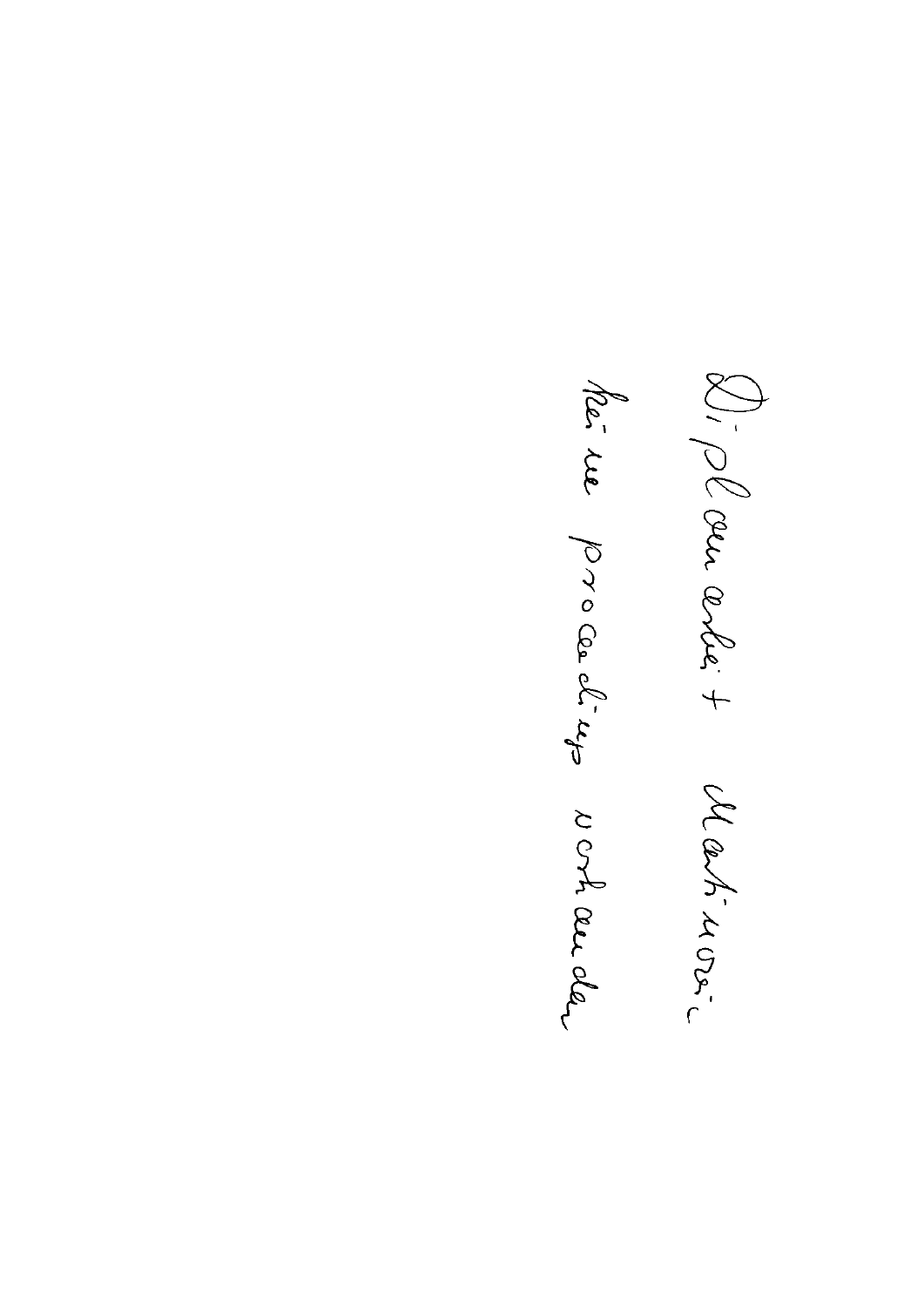Diplomarbeit + Mathematik

keine Proceedings worth reading